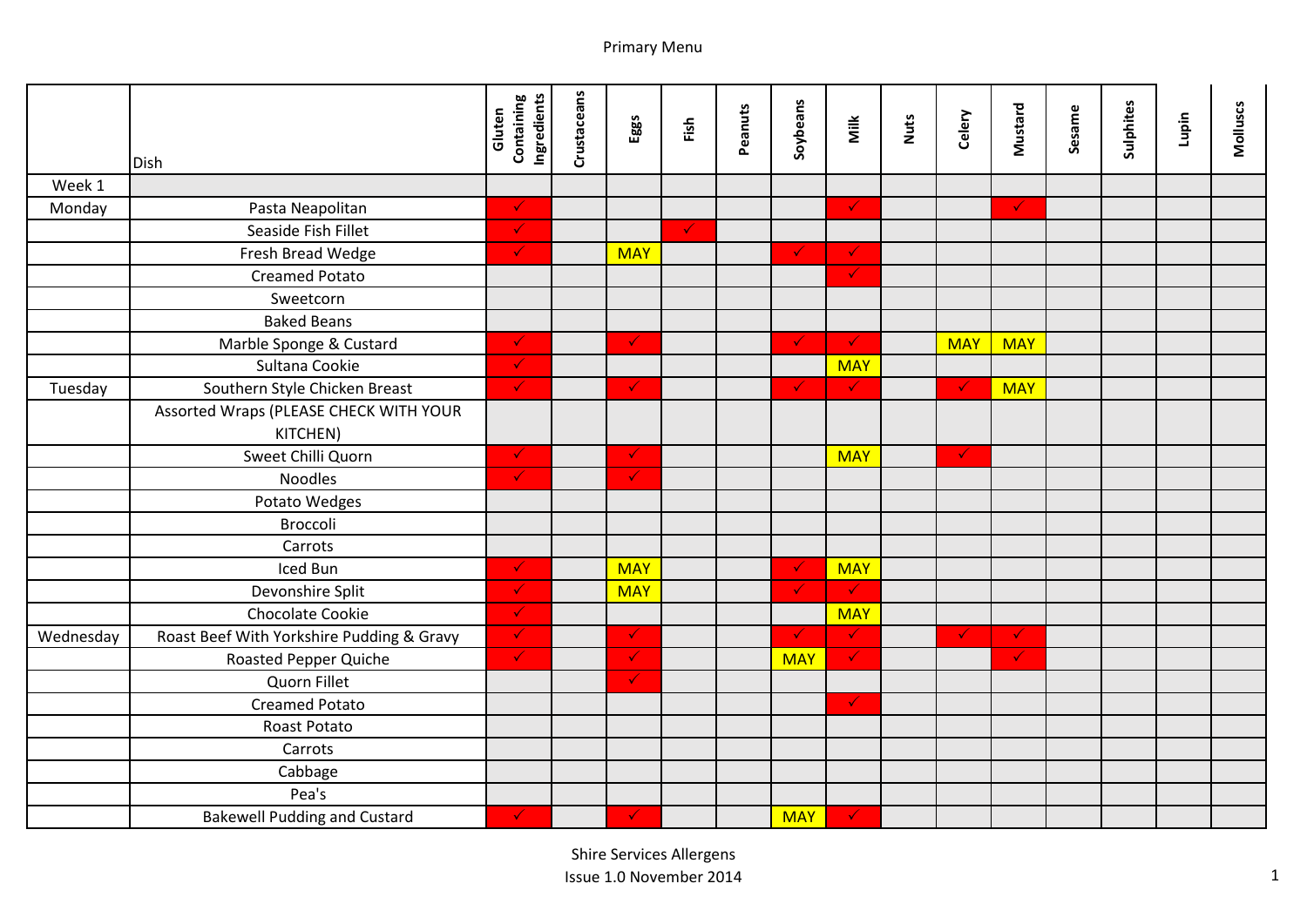Primary Menu

| | Dish | Gluten Containing Ingredients | Crustaceans | Eggs | Fish | Peanuts | Soybeans | Milk | Nuts | Celery | Mustard | Sesame | Sulphites | Lupin | Molluscs |
|---|---|---|---|---|---|---|---|---|---|---|---|---|---|---|---|
| Week 1 | | | | | | | | | | | | | | | |
| Monday | Pasta Neapolitan | ✓ | | | | | | ✓ | | | ✓ | | | | |
| | Seaside Fish Fillet | ✓ | | | ✓ | | | | | | | | | | |
| | Fresh Bread Wedge | ✓ | | MAY | | | ✓ | ✓ | | | | | | | |
| | Creamed Potato | | | | | | | ✓ | | | | | | | |
| | Sweetcorn | | | | | | | | | | | | | | |
| | Baked Beans | | | | | | | | | | | | | | |
| | Marble Sponge & Custard | ✓ | | ✓ | | | ✓ | ✓ | | MAY | MAY | | | | |
| | Sultana Cookie | ✓ | | | | | | MAY | | | | | | | |
| Tuesday | Southern Style Chicken Breast | ✓ | | ✓ | | | ✓ | ✓ | | ✓ | MAY | | | | |
| | Assorted Wraps (PLEASE CHECK WITH YOUR KITCHEN) | | | | | | | | | | | | | | |
| | Sweet Chilli Quorn | ✓ | | ✓ | | | | MAY | | ✓ | | | | | |
| | Noodles | ✓ | | ✓ | | | | | | | | | | | |
| | Potato Wedges | | | | | | | | | | | | | | |
| | Broccoli | | | | | | | | | | | | | | |
| | Carrots | | | | | | | | | | | | | | |
| | Iced Bun | ✓ | | MAY | | | ✓ | MAY | | | | | | | |
| | Devonshire Split | ✓ | | MAY | | | ✓ | ✓ | | | | | | | |
| | Chocolate Cookie | ✓ | | | | | | MAY | | | | | | | |
| Wednesday | Roast Beef With Yorkshire Pudding & Gravy | ✓ | | ✓ | | | ✓ | ✓ | | ✓ | ✓ | | | | |
| | Roasted Pepper Quiche | ✓ | | ✓ | | | MAY | ✓ | | | ✓ | | | | |
| | Quorn Fillet | | | ✓ | | | | | | | | | | | |
| | Creamed Potato | | | | | | | ✓ | | | | | | | |
| | Roast Potato | | | | | | | | | | | | | | |
| | Carrots | | | | | | | | | | | | | | |
| | Cabbage | | | | | | | | | | | | | | |
| | Pea's | | | | | | | | | | | | | | |
| | Bakewell Pudding and Custard | ✓ | | ✓ | | | MAY | ✓ | | | | | | | |

Shire Services Allergens
Issue 1.0 November 2014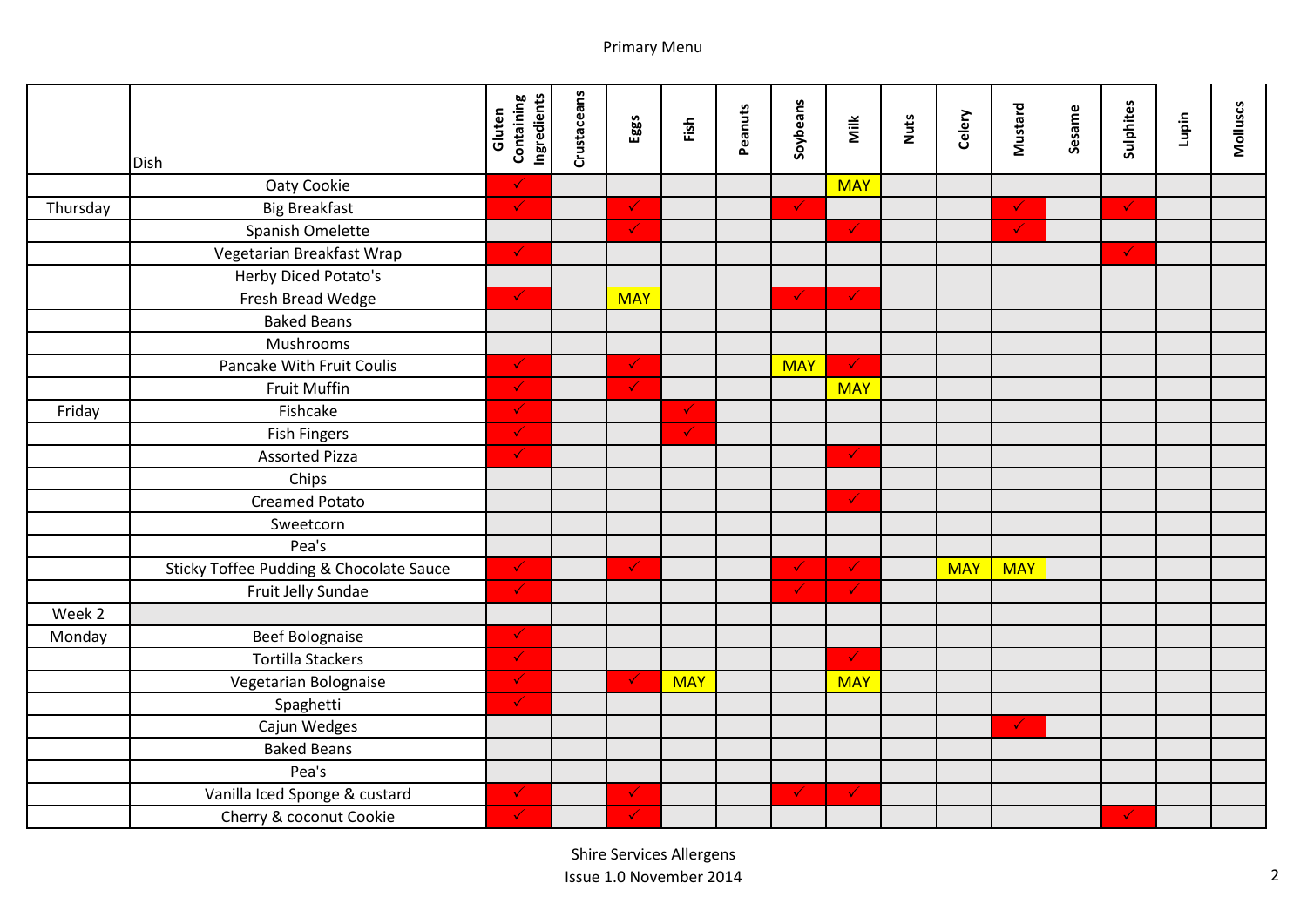Primary Menu

| | Dish | Gluten Containing Ingredients | Crustaceans | Eggs | Fish | Peanuts | Soybeans | Milk | Nuts | Celery | Mustard | Sesame | Sulphites | Lupin | Molluscs |
|---|---|---|---|---|---|---|---|---|---|---|---|---|---|---|---|
| | Oaty Cookie | ✓ | | | | | | MAY | | | | | | | |
| Thursday | Big Breakfast | ✓ | | ✓ | | | ✓ | | | | ✓ | | ✓ | | |
| | Spanish Omelette | | | ✓ | | | | ✓ | | | ✓ | | | | |
| | Vegetarian Breakfast Wrap | ✓ | | | | | | | | | | | ✓ | | |
| | Herby Diced Potato's | | | | | | | | | | | | | | |
| | Fresh Bread Wedge | ✓ | | MAY | | | ✓ | ✓ | | | | | | | |
| | Baked Beans | | | | | | | | | | | | | | |
| | Mushrooms | | | | | | | | | | | | | | |
| | Pancake With Fruit Coulis | ✓ | | ✓ | | | MAY | ✓ | | | | | | | |
| | Fruit Muffin | ✓ | | ✓ | | | | MAY | | | | | | | |
| Friday | Fishcake | ✓ | | | ✓ | | | | | | | | | | |
| | Fish Fingers | ✓ | | | ✓ | | | | | | | | | | |
| | Assorted Pizza | ✓ | | | | | | ✓ | | | | | | | |
| | Chips | | | | | | | | | | | | | | |
| | Creamed Potato | | | | | | | ✓ | | | | | | | |
| | Sweetcorn | | | | | | | | | | | | | | |
| | Pea's | | | | | | | | | | | | | | |
| | Sticky Toffee Pudding & Chocolate Sauce | ✓ | | ✓ | | | ✓ | ✓ | | MAY | MAY | | | | |
| | Fruit Jelly Sundae | ✓ | | | | | ✓ | ✓ | | | | | | | |
| Week 2 | | | | | | | | | | | | | | | |
| Monday | Beef Bolognaise | ✓ | | | | | | | | | | | | | |
| | Tortilla Stackers | ✓ | | | | | | ✓ | | | | | | | |
| | Vegetarian Bolognaise | ✓ | | ✓ | MAY | | | MAY | | | | | | | |
| | Spaghetti | ✓ | | | | | | | | | | | | | |
| | Cajun Wedges | | | | | | | | | | ✓ | | | | |
| | Baked Beans | | | | | | | | | | | | | | |
| | Pea's | | | | | | | | | | | | | | |
| | Vanilla Iced Sponge & custard | ✓ | | ✓ | | | ✓ | ✓ | | | | | | | |
| | Cherry & coconut Cookie | ✓ | | ✓ | | | | | | | | | ✓ | | |

Shire Services Allergens
Issue 1.0 November 2014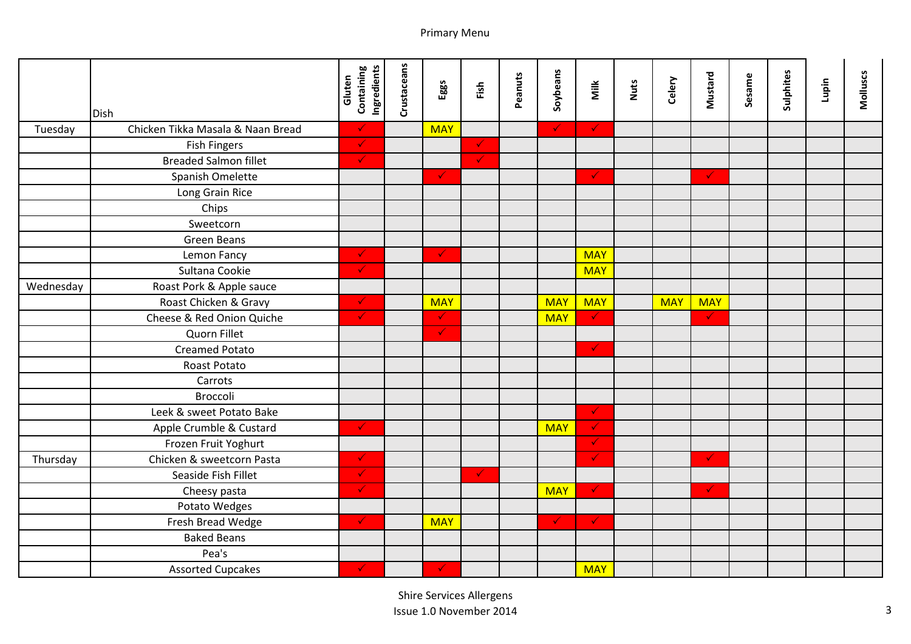Primary Menu

| | Dish | Gluten Containing Ingredients | Crustaceans | Eggs | Fish | Peanuts | Soybeans | Milk | Nuts | Celery | Mustard | Sesame | Sulphites | Lupin | Molluscs |
|---|---|---|---|---|---|---|---|---|---|---|---|---|---|---|---|
| Tuesday | Chicken Tikka Masala & Naan Bread | ✓ | | MAY | | | ✓ | ✓ | | | | | | | |
| | Fish Fingers | ✓ | | | ✓ | | | | | | | | | | |
| | Breaded Salmon fillet | ✓ | | | ✓ | | | | | | | | | | |
| | Spanish Omelette | | | ✓ | | | | ✓ | | | ✓ | | | | |
| | Long Grain Rice | | | | | | | | | | | | | | |
| | Chips | | | | | | | | | | | | | | |
| | Sweetcorn | | | | | | | | | | | | | | |
| | Green Beans | | | | | | | | | | | | | | |
| | Lemon Fancy | ✓ | | ✓ | | | | MAY | | | | | | | |
| | Sultana Cookie | ✓ | | | | | | MAY | | | | | | | |
| Wednesday | Roast Pork & Apple sauce | | | | | | | | | | | | | | |
| | Roast Chicken & Gravy | ✓ | | MAY | | | MAY | MAY | | MAY | MAY | | | | |
| | Cheese & Red Onion Quiche | ✓ | | ✓ | | | MAY | ✓ | | | ✓ | | | | |
| | Quorn Fillet | | | ✓ | | | | | | | | | | | |
| | Creamed Potato | | | | | | | ✓ | | | | | | | |
| | Roast Potato | | | | | | | | | | | | | | |
| | Carrots | | | | | | | | | | | | | | |
| | Broccoli | | | | | | | | | | | | | | |
| | Leek & sweet Potato Bake | | | | | | | ✓ | | | | | | | |
| | Apple Crumble & Custard | ✓ | | | | | MAY | ✓ | | | | | | | |
| | Frozen Fruit Yoghurt | | | | | | | ✓ | | | | | | | |
| Thursday | Chicken & sweetcorn Pasta | ✓ | | | | | | ✓ | | | ✓ | | | | |
| | Seaside Fish Fillet | ✓ | | | ✓ | | | | | | | | | | |
| | Cheesy pasta | ✓ | | | | | MAY | ✓ | | | ✓ | | | | |
| | Potato Wedges | | | | | | | | | | | | | | |
| | Fresh Bread Wedge | ✓ | | MAY | | | ✓ | ✓ | | | | | | | |
| | Baked Beans | | | | | | | | | | | | | | |
| | Pea's | | | | | | | | | | | | | | |
| | Assorted Cupcakes | ✓ | | ✓ | | | | MAY | | | | | | | |

Shire Services Allergens
Issue 1.0 November 2014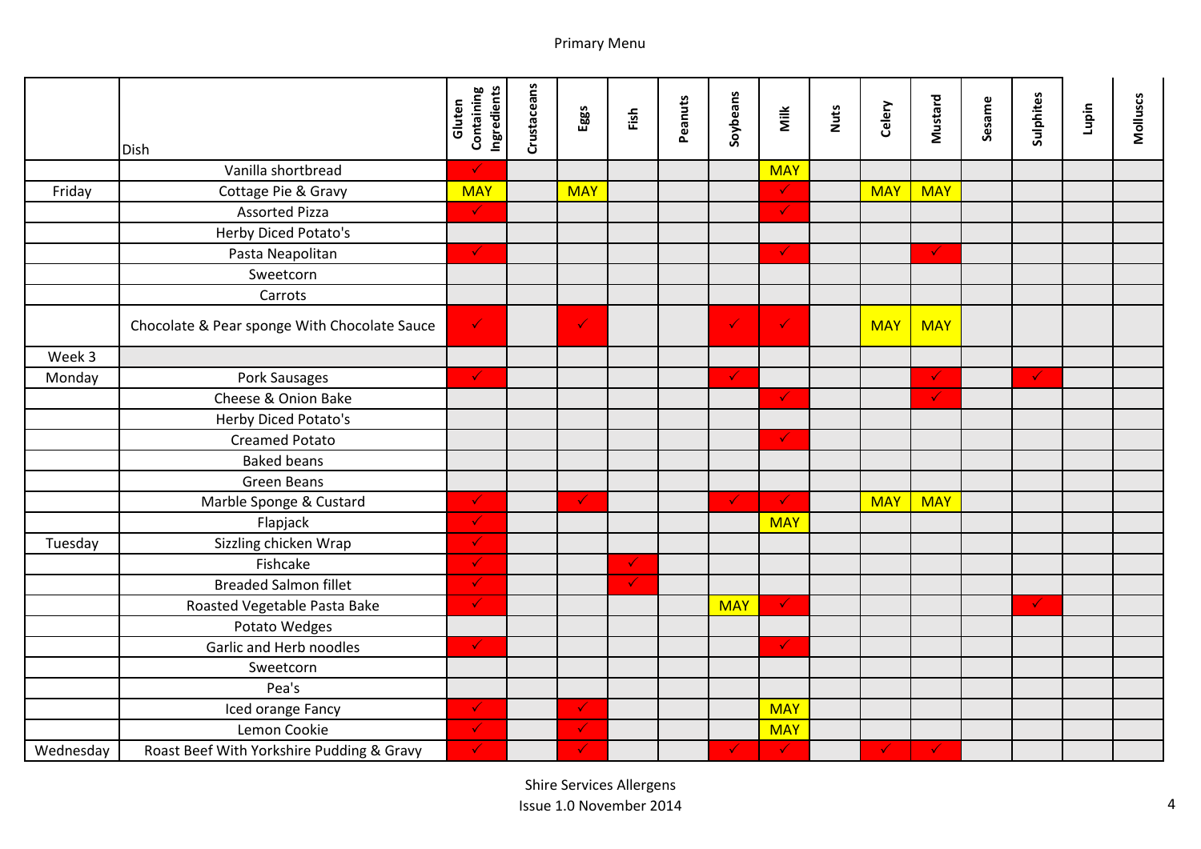Primary Menu

|  | Dish | Gluten Containing Ingredients | Crustaceans | Eggs | Fish | Peanuts | Soybeans | Milk | Nuts | Celery | Mustard | Sesame | Sulphites | Lupin | Molluscs |
|---|---|---|---|---|---|---|---|---|---|---|---|---|---|---|---|
|  | Vanilla shortbread | ✓ |  |  |  |  |  | MAY |  |  |  |  |  |  |  |
| Friday | Cottage Pie & Gravy | MAY |  | MAY |  |  |  | ✓ |  | MAY | MAY |  |  |  |  |
|  | Assorted Pizza | ✓ |  |  |  |  |  | ✓ |  |  |  |  |  |  |  |
|  | Herby Diced Potato's |  |  |  |  |  |  |  |  |  |  |  |  |  |  |
|  | Pasta Neapolitan | ✓ |  |  |  |  |  | ✓ |  |  | ✓ |  |  |  |  |
|  | Sweetcorn |  |  |  |  |  |  |  |  |  |  |  |  |  |  |
|  | Carrots |  |  |  |  |  |  |  |  |  |  |  |  |  |  |
|  | Chocolate & Pear sponge With Chocolate Sauce | ✓ |  | ✓ |  |  | ✓ | ✓ |  | MAY | MAY |  |  |  |  |
| Week 3 |  |  |  |  |  |  |  |  |  |  |  |  |  |  |  |
| Monday | Pork Sausages | ✓ |  |  |  |  | ✓ |  |  |  | ✓ |  | ✓ |  |  |
|  | Cheese & Onion Bake |  |  |  |  |  |  | ✓ |  |  | ✓ |  |  |  |  |
|  | Herby Diced Potato's |  |  |  |  |  |  |  |  |  |  |  |  |  |  |
|  | Creamed Potato |  |  |  |  |  |  | ✓ |  |  |  |  |  |  |  |
|  | Baked beans |  |  |  |  |  |  |  |  |  |  |  |  |  |  |
|  | Green Beans |  |  |  |  |  |  |  |  |  |  |  |  |  |  |
|  | Marble Sponge & Custard | ✓ |  | ✓ |  |  | ✓ | ✓ |  | MAY | MAY |  |  |  |  |
|  | Flapjack | ✓ |  |  |  |  |  | MAY |  |  |  |  |  |  |  |
| Tuesday | Sizzling chicken Wrap | ✓ |  |  |  |  |  |  |  |  |  |  |  |  |  |
|  | Fishcake | ✓ |  |  | ✓ |  |  |  |  |  |  |  |  |  |  |
|  | Breaded Salmon fillet | ✓ |  |  | ✓ |  |  |  |  |  |  |  |  |  |  |
|  | Roasted Vegetable Pasta Bake | ✓ |  |  |  |  | MAY | ✓ |  |  |  |  | ✓ |  |  |
|  | Potato Wedges |  |  |  |  |  |  |  |  |  |  |  |  |  |  |
|  | Garlic and Herb noodles | ✓ |  |  |  |  |  | ✓ |  |  |  |  |  |  |  |
|  | Sweetcorn |  |  |  |  |  |  |  |  |  |  |  |  |  |  |
|  | Pea's |  |  |  |  |  |  |  |  |  |  |  |  |  |  |
|  | Iced orange Fancy | ✓ |  | ✓ |  |  |  | MAY |  |  |  |  |  |  |  |
|  | Lemon Cookie | ✓ |  | ✓ |  |  |  | MAY |  |  |  |  |  |  |  |
| Wednesday | Roast Beef With Yorkshire Pudding & Gravy | ✓ |  | ✓ |  |  | ✓ | ✓ |  | ✓ | ✓ |  |  |  |  |

Shire Services Allergens
Issue 1.0 November 2014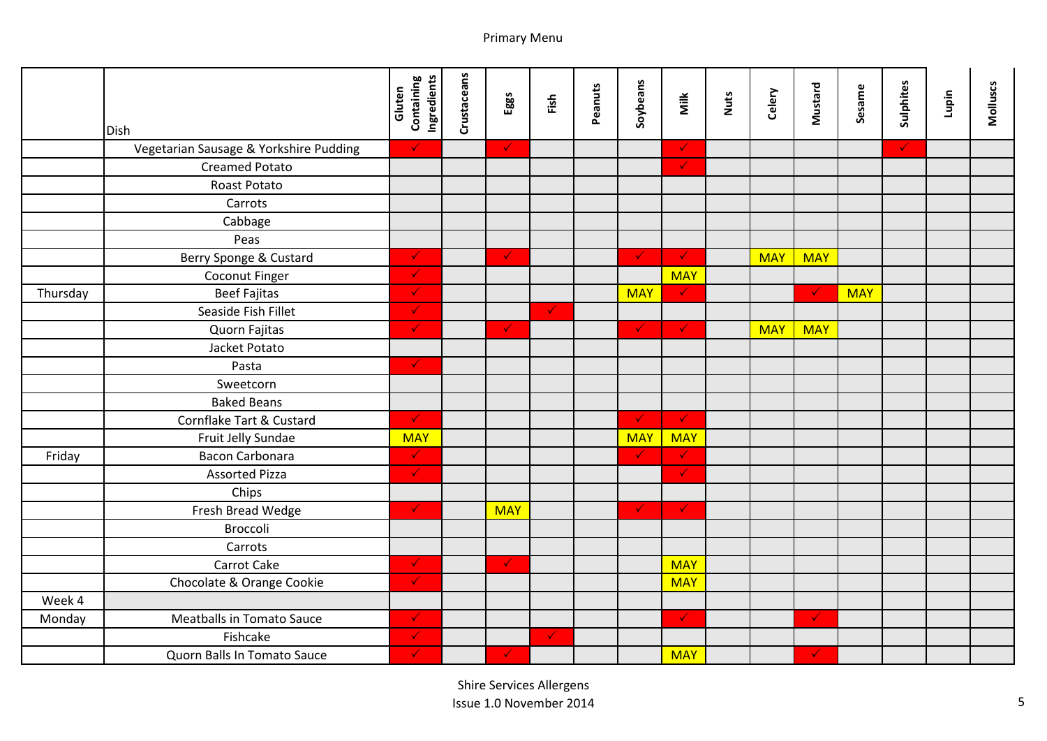Primary Menu

| | Dish | Gluten Containing Ingredients | Crustaceans | Eggs | Fish | Peanuts | Soybeans | Milk | Nuts | Celery | Mustard | Sesame | Sulphites | Lupin | Molluscs |
|---|---|---|---|---|---|---|---|---|---|---|---|---|---|---|---|
| | Vegetarian Sausage & Yorkshire Pudding | ✓ | | ✓ | | | | ✓ | | | | | ✓ | | |
| | Creamed Potato | | | | | | | ✓ | | | | | | | |
| | Roast Potato | | | | | | | | | | | | | | |
| | Carrots | | | | | | | | | | | | | | |
| | Cabbage | | | | | | | | | | | | | | |
| | Peas | | | | | | | | | | | | | | |
| | Berry Sponge & Custard | ✓ | | ✓ | | | ✓ | ✓ | | MAY | MAY | | | | |
| | Coconut Finger | ✓ | | | | | | MAY | | | | | | | |
| Thursday | Beef Fajitas | ✓ | | | | | MAY | ✓ | | | ✓ | MAY | | | |
| | Seaside Fish Fillet | ✓ | | | ✓ | | | | | | | | | | |
| | Quorn Fajitas | ✓ | | ✓ | | | ✓ | ✓ | | MAY | MAY | | | | |
| | Jacket Potato | | | | | | | | | | | | | | |
| | Pasta | ✓ | | | | | | | | | | | | | |
| | Sweetcorn | | | | | | | | | | | | | | |
| | Baked Beans | | | | | | | | | | | | | | |
| | Cornflake Tart & Custard | ✓ | | | | | ✓ | ✓ | | | | | | | |
| | Fruit Jelly Sundae | MAY | | | | | MAY | MAY | | | | | | | |
| Friday | Bacon Carbonara | ✓ | | | | | ✓ | ✓ | | | | | | | |
| | Assorted Pizza | ✓ | | | | | | ✓ | | | | | | | |
| | Chips | | | | | | | | | | | | | | |
| | Fresh Bread Wedge | ✓ | | MAY | | | ✓ | ✓ | | | | | | | |
| | Broccoli | | | | | | | | | | | | | | |
| | Carrots | | | | | | | | | | | | | | |
| | Carrot Cake | ✓ | | ✓ | | | | MAY | | | | | | | |
| | Chocolate & Orange Cookie | ✓ | | | | | | MAY | | | | | | | |
| Week 4 | | | | | | | | | | | | | | | |
| Monday | Meatballs in Tomato Sauce | ✓ | | | | | | ✓ | | | ✓ | | | | |
| | Fishcake | ✓ | | | ✓ | | | | | | | | | | |
| | Quorn Balls In Tomato Sauce | ✓ | | ✓ | | | | MAY | | | ✓ | | | | |

Shire Services Allergens
Issue 1.0 November 2014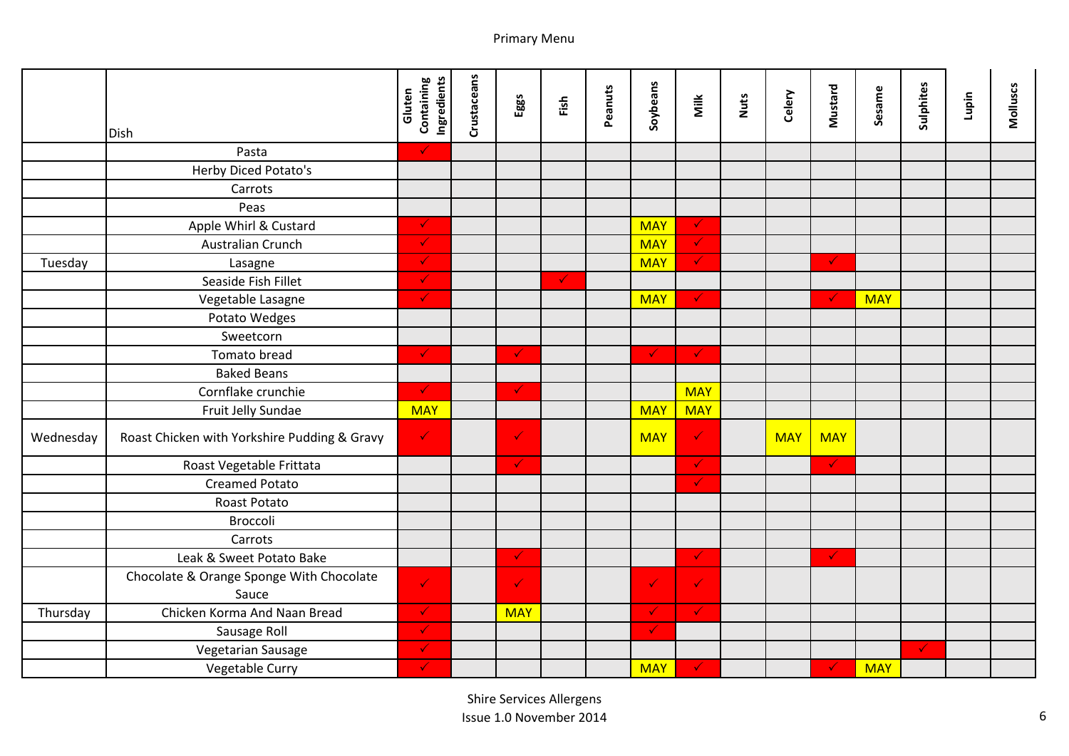Primary Menu

| | Dish | Gluten Containing Ingredients | Crustaceans | Eggs | Fish | Peanuts | Soybeans | Milk | Nuts | Celery | Mustard | Sesame | Sulphites | Lupin | Molluscs |
|---|---|---|---|---|---|---|---|---|---|---|---|---|---|---|---|
| | Pasta | ✓ | | | | | | | | | | | | | |
| | Herby Diced Potato's | | | | | | | | | | | | | | |
| | Carrots | | | | | | | | | | | | | | |
| | Peas | | | | | | | | | | | | | | |
| | Apple Whirl & Custard | ✓ | | | | | MAY | ✓ | | | | | | | |
| | Australian Crunch | ✓ | | | | | MAY | ✓ | | | | | | | |
| Tuesday | Lasagne | ✓ | | | | | MAY | ✓ | | | ✓ | | | | |
| | Seaside Fish Fillet | ✓ | | | ✓ | | | | | | | | | | |
| | Vegetable Lasagne | ✓ | | | | | MAY | ✓ | | | ✓ | MAY | | | |
| | Potato Wedges | | | | | | | | | | | | | | |
| | Sweetcorn | | | | | | | | | | | | | | |
| | Tomato bread | ✓ | | ✓ | | | ✓ | ✓ | | | | | | | |
| | Baked Beans | | | | | | | | | | | | | | |
| | Cornflake crunchie | ✓ | | ✓ | | | | MAY | | | | | | | |
| | Fruit Jelly Sundae | MAY | | | | | MAY | MAY | | | | | | | |
| Wednesday | Roast Chicken with Yorkshire Pudding & Gravy | ✓ | | ✓ | | | MAY | ✓ | | MAY | MAY | | | | |
| | Roast Vegetable Frittata | | | ✓ | | | | ✓ | | | ✓ | | | | |
| | Creamed Potato | | | | | | | ✓ | | | | | | | |
| | Roast Potato | | | | | | | | | | | | | | |
| | Broccoli | | | | | | | | | | | | | | |
| | Carrots | | | | | | | | | | | | | | |
| | Leak & Sweet Potato Bake | | | ✓ | | | | ✓ | | | ✓ | | | | |
| | Chocolate & Orange Sponge With Chocolate Sauce | ✓ | | ✓ | | | ✓ | ✓ | | | | | | | |
| Thursday | Chicken Korma And Naan Bread | ✓ | | MAY | | | ✓ | ✓ | | | | | | | |
| | Sausage Roll | ✓ | | | | | ✓ | | | | | | | | |
| | Vegetarian Sausage | ✓ | | | | | | | | | | | ✓ | | |
| | Vegetable Curry | ✓ | | | | | MAY | ✓ | | | ✓ | MAY | | | |

Shire Services Allergens
Issue 1.0 November 2014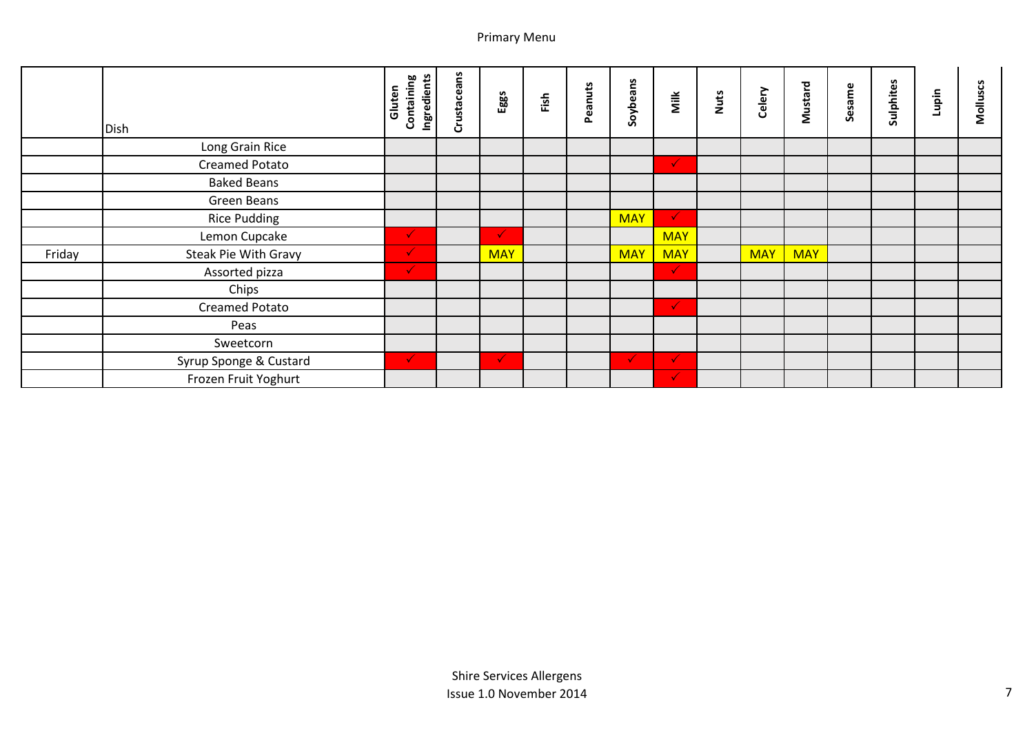Primary Menu

| | Dish | Gluten Containing Ingredients | Crustaceans | Eggs | Fish | Peanuts | Soybeans | Milk | Nuts | Celery | Mustard | Sesame | Sulphites | Lupin | Molluscs |
|---|---|---|---|---|---|---|---|---|---|---|---|---|---|---|---|
| | Long Grain Rice | | | | | | | | | | | | | | |
| | Creamed Potato | | | | | | | ✓ | | | | | | | |
| | Baked Beans | | | | | | | | | | | | | | |
| | Green Beans | | | | | | | | | | | | | | |
| | Rice Pudding | | | | | | MAY | ✓ | | | | | | | |
| | Lemon Cupcake | ✓ | | ✓ | | | | MAY | | | | | | | |
| Friday | Steak Pie With Gravy | ✓ | | MAY | | | MAY | MAY | | MAY | MAY | | | | |
| | Assorted pizza | ✓ | | | | | | ✓ | | | | | | | |
| | Chips | | | | | | | | | | | | | | |
| | Creamed Potato | | | | | | | ✓ | | | | | | | |
| | Peas | | | | | | | | | | | | | | |
| | Sweetcorn | | | | | | | | | | | | | | |
| | Syrup Sponge & Custard | ✓ | | ✓ | | | ✓ | ✓ | | | | | | | |
| | Frozen Fruit Yoghurt | | | | | | | ✓ | | | | | | | |

Shire Services Allergens
Issue 1.0 November 2014